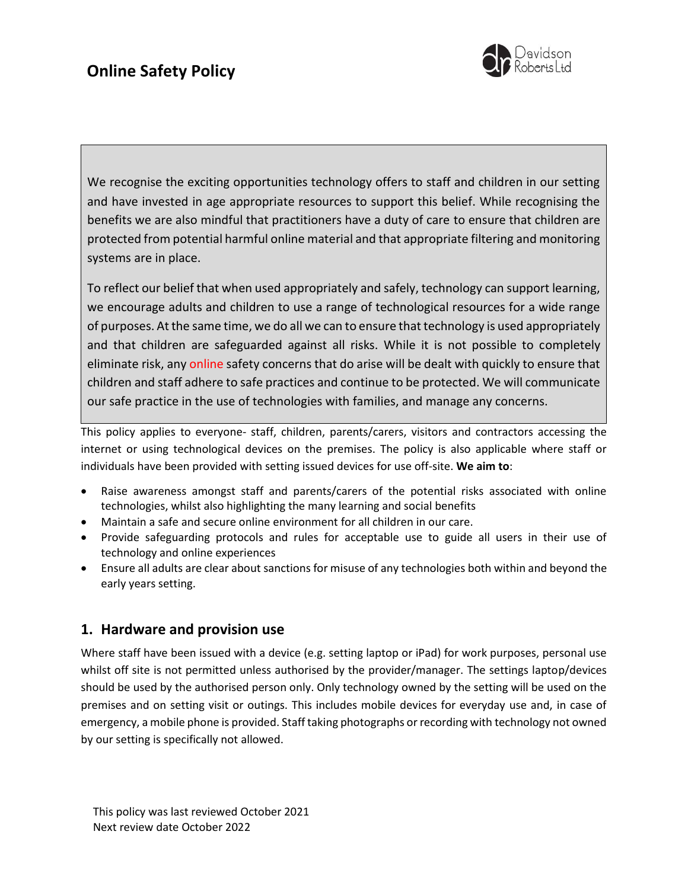# Online Safety Policy

We recognise the exciting opportunities technology offers to staff and children in our setting and have invested in age appropriate resources to support this belief. While recognising the benefits we are also mindful that practitioners have a duty of care to ensure that children are protected from potential harmful online material and that appropriate filtering and monitoring systems are in place.

To reflect our belief that when used appropriately and safely, technology can support learning, we encourage adults and children to use a range of technological resources for a wide range of purposes. At the same time, we do all we can to ensure that technology is used appropriately and that children are safeguarded against all risks. While it is not possible to completely eliminate risk, any online safety concerns that do arise will be dealt with quickly to ensure that children and staff adhere to safe practices and continue to be protected. We will communicate our safe practice in the use of technologies with families, and manage any concerns.

This policy applies to everyone- staff, children, parents/carers, visitors and contractors accessing the internet or using technological devices on the premises. The policy is also applicable where staff or individuals have been provided with setting issued devices for use off-site. **We aim to**:

- Raise awareness amongst staff and parents/carers of the potential risks associated with online technologies, whilst also highlighting the many learning and social benefits
- Maintain a safe and secure online environment for all children in our care.
- Provide safeguarding protocols and rules for acceptable use to guide all users in their use of technology and online experiences
- Ensure all adults are clear about sanctions for misuse of any technologies both within and beyond the early years setting.

## 1. Hardware and provision use

Where staff have been issued with a device (e.g. setting laptop or iPad) for work purposes, personal use whilst off site is not permitted unless authorised by the provider/manager. The settings laptop/devices should be used by the authorised person only. Only technology owned by the setting will be used on the premises and on setting visit or outings. This includes mobile devices for everyday use and, in case of emergency, a mobile phone is provided. Staff taking photographs or recording with technology not owned by our setting is specifically not allowed.

This policy was last reviewed October 2021
Next review date October 2022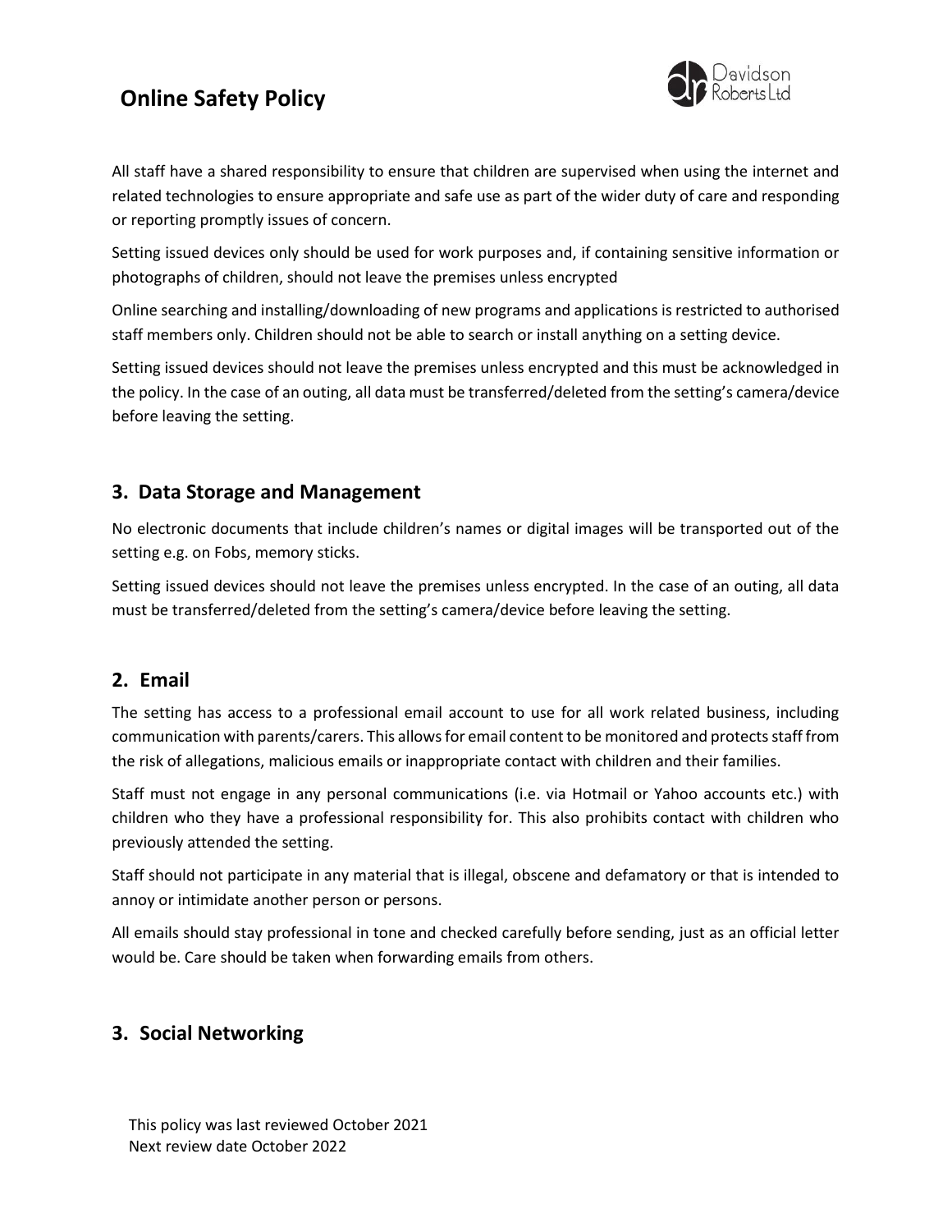All staff have a shared responsibility to ensure that children are supervised when using the internet and related technologies to ensure appropriate and safe use as part of the wider duty of care and responding or reporting promptly issues of concern.

Setting issued devices only should be used for work purposes and, if containing sensitive information or photographs of children, should not leave the premises unless encrypted

Online searching and installing/downloading of new programs and applications is restricted to authorised staff members only. Children should not be able to search or install anything on a setting device.

Setting issued devices should not leave the premises unless encrypted and this must be acknowledged in the policy. In the case of an outing, all data must be transferred/deleted from the setting's camera/device before leaving the setting.

## 3. Data Storage and Management

No electronic documents that include children's names or digital images will be transported out of the setting e.g. on Fobs, memory sticks.

Setting issued devices should not leave the premises unless encrypted. In the case of an outing, all data must be transferred/deleted from the setting's camera/device before leaving the setting.

## 2. Email

The setting has access to a professional email account to use for all work related business, including communication with parents/carers. This allows for email content to be monitored and protects staff from the risk of allegations, malicious emails or inappropriate contact with children and their families.

Staff must not engage in any personal communications (i.e. via Hotmail or Yahoo accounts etc.) with children who they have a professional responsibility for. This also prohibits contact with children who previously attended the setting.

Staff should not participate in any material that is illegal, obscene and defamatory or that is intended to annoy or intimidate another person or persons.

All emails should stay professional in tone and checked carefully before sending, just as an official letter would be. Care should be taken when forwarding emails from others.

## 3. Social Networking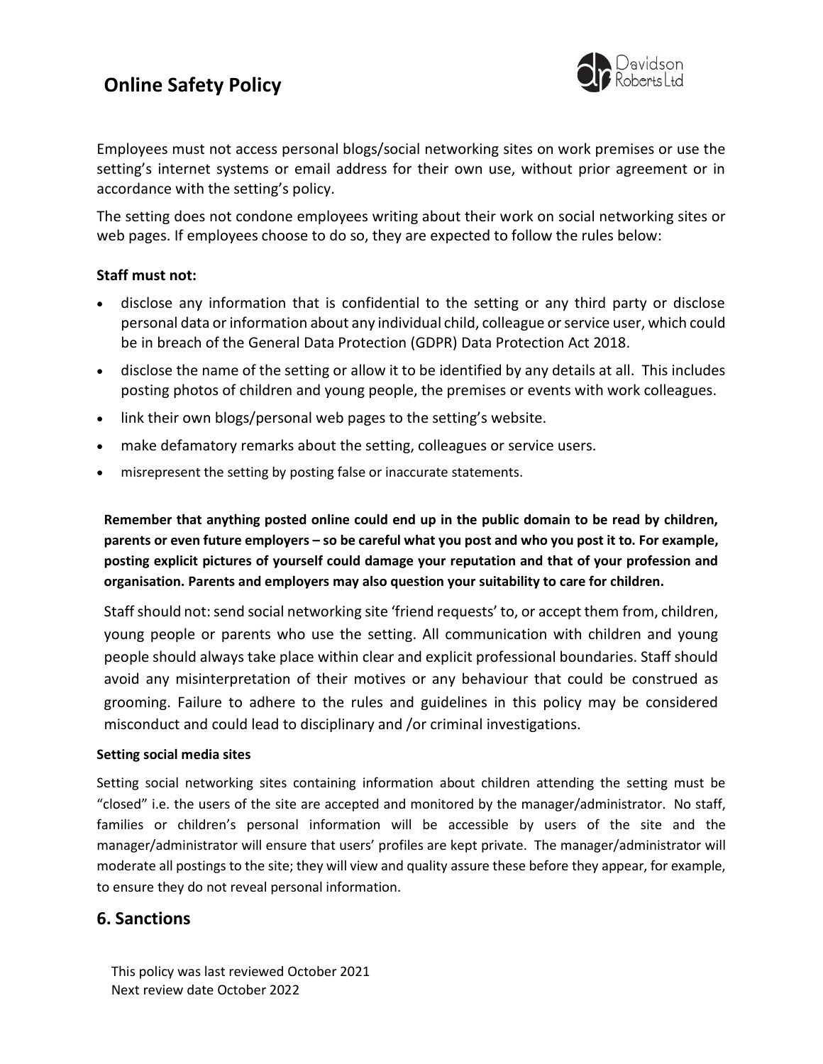Employees must not access personal blogs/social networking sites on work premises or use the setting's internet systems or email address for their own use, without prior agreement or in accordance with the setting's policy.

The setting does not condone employees writing about their work on social networking sites or web pages. If employees choose to do so, they are expected to follow the rules below:

**Staff must not:**

- disclose any information that is confidential to the setting or any third party or disclose personal data or information about any individual child, colleague or service user, which could be in breach of the General Data Protection (GDPR) Data Protection Act 2018.
- disclose the name of the setting or allow it to be identified by any details at all. This includes posting photos of children and young people, the premises or events with work colleagues.
- link their own blogs/personal web pages to the setting's website.
- make defamatory remarks about the setting, colleagues or service users.
- misrepresent the setting by posting false or inaccurate statements.

**Remember that anything posted online could end up in the public domain to be read by children, parents or even future employers – so be careful what you post and who you post it to. For example, posting explicit pictures of yourself could damage your reputation and that of your profession and organisation. Parents and employers may also question your suitability to care for children.**

Staff should not: send social networking site 'friend requests' to, or accept them from, children, young people or parents who use the setting. All communication with children and young people should always take place within clear and explicit professional boundaries. Staff should avoid any misinterpretation of their motives or any behaviour that could be construed as grooming. Failure to adhere to the rules and guidelines in this policy may be considered misconduct and could lead to disciplinary and /or criminal investigations.

**Setting social media sites**

Setting social networking sites containing information about children attending the setting must be "closed" i.e. the users of the site are accepted and monitored by the manager/administrator. No staff, families or children's personal information will be accessible by users of the site and the manager/administrator will ensure that users' profiles are kept private. The manager/administrator will moderate all postings to the site; they will view and quality assure these before they appear, for example, to ensure they do not reveal personal information.

## 6. Sanctions

This policy was last reviewed October 2021
Next review date October 2022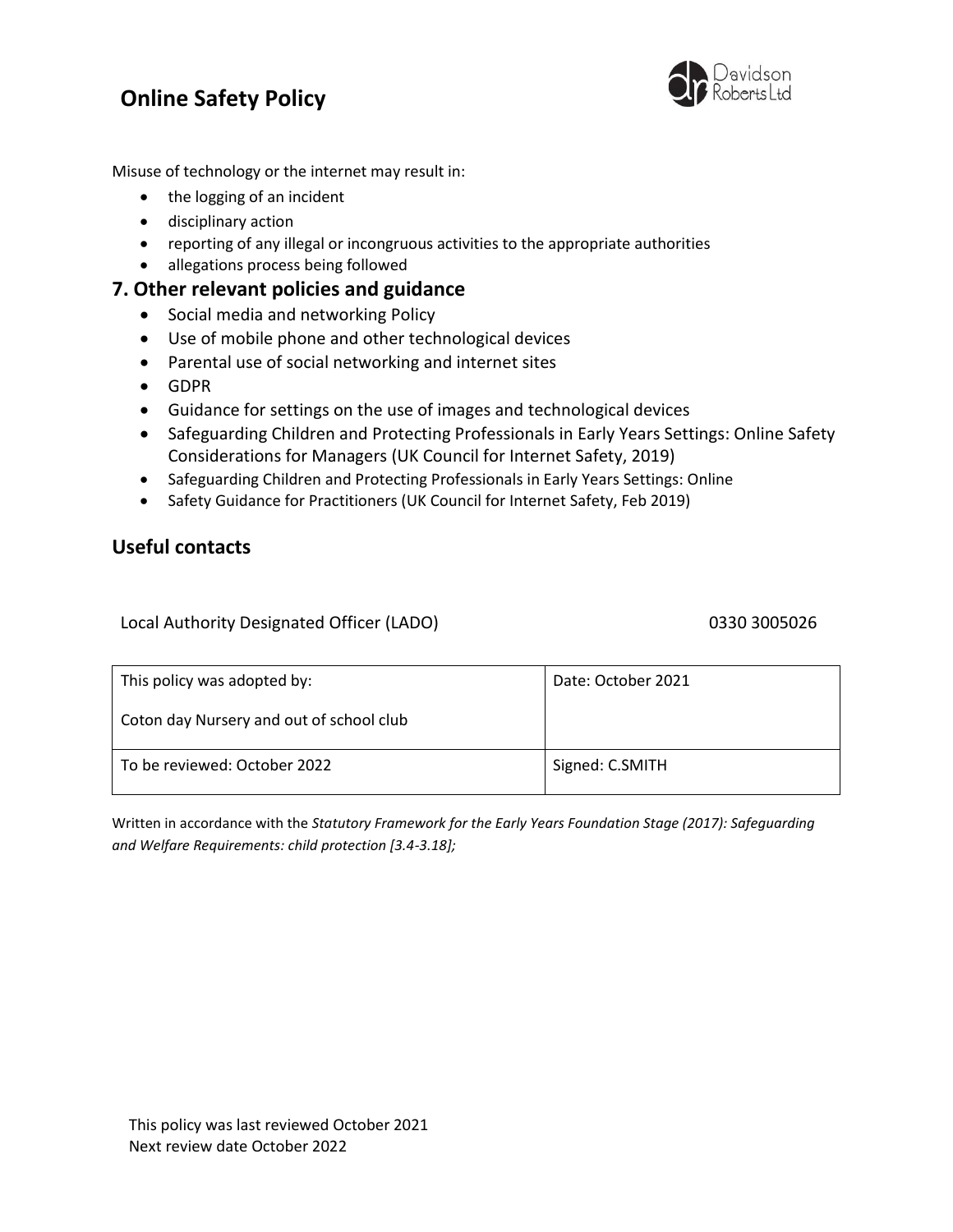Misuse of technology or the internet may result in:

- the logging of an incident
- disciplinary action
- reporting of any illegal or incongruous activities to the appropriate authorities
- allegations process being followed

## 7. Other relevant policies and guidance

- Social media and networking Policy
- Use of mobile phone and other technological devices
- Parental use of social networking and internet sites
- GDPR
- Guidance for settings on the use of images and technological devices
- Safeguarding Children and Protecting Professionals in Early Years Settings: Online Safety Considerations for Managers (UK Council for Internet Safety, 2019)
- Safeguarding Children and Protecting Professionals in Early Years Settings: Online
- Safety Guidance for Practitioners (UK Council for Internet Safety, Feb 2019)

## Useful contacts

Local Authority Designated Officer (LADO) 0330 3005026

| | |
|---|---|
| This policy was adopted by:<br><br>Coton day Nursery and out of school club | Date: October 2021 |
| To be reviewed: October 2022 | Signed: C.SMITH |

Written in accordance with the *Statutory Framework for the Early Years Foundation Stage (2017): Safeguarding and Welfare Requirements: child protection [3.4-3.18];*

This policy was last reviewed October 2021
Next review date October 2022